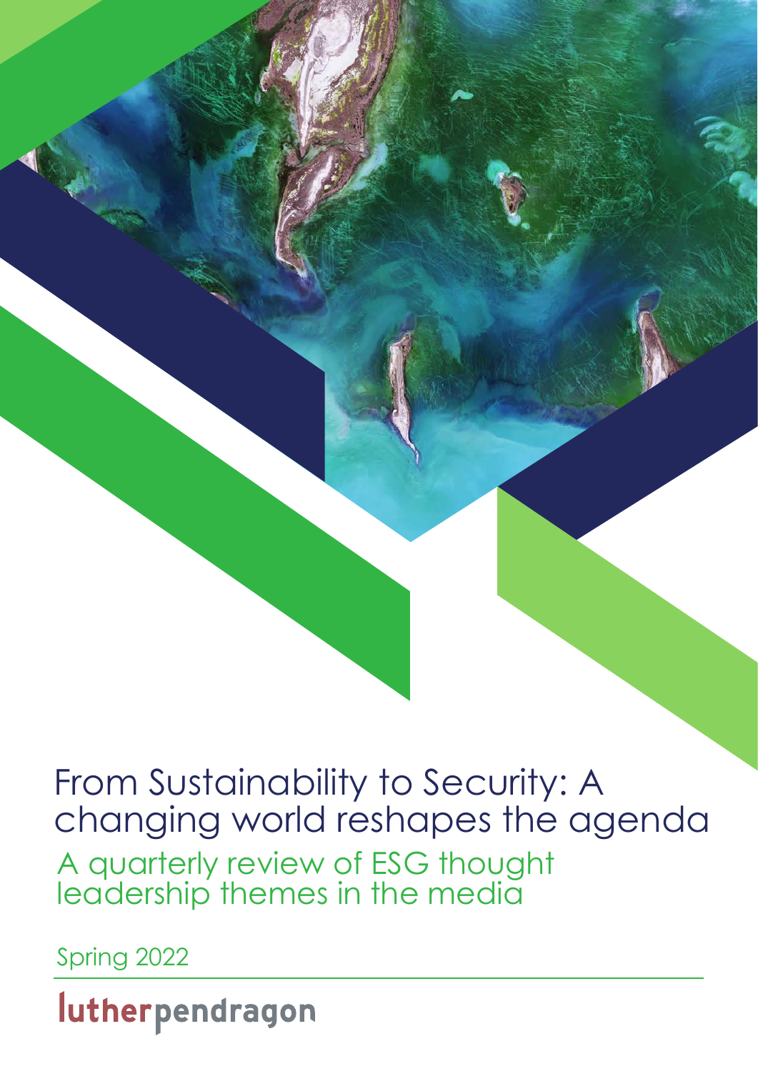# From Sustainability to Security: A changing world reshapes the agenda

## A quarterly review of ESG thought leadership themes in the media

Spring 2022

lutherpendragon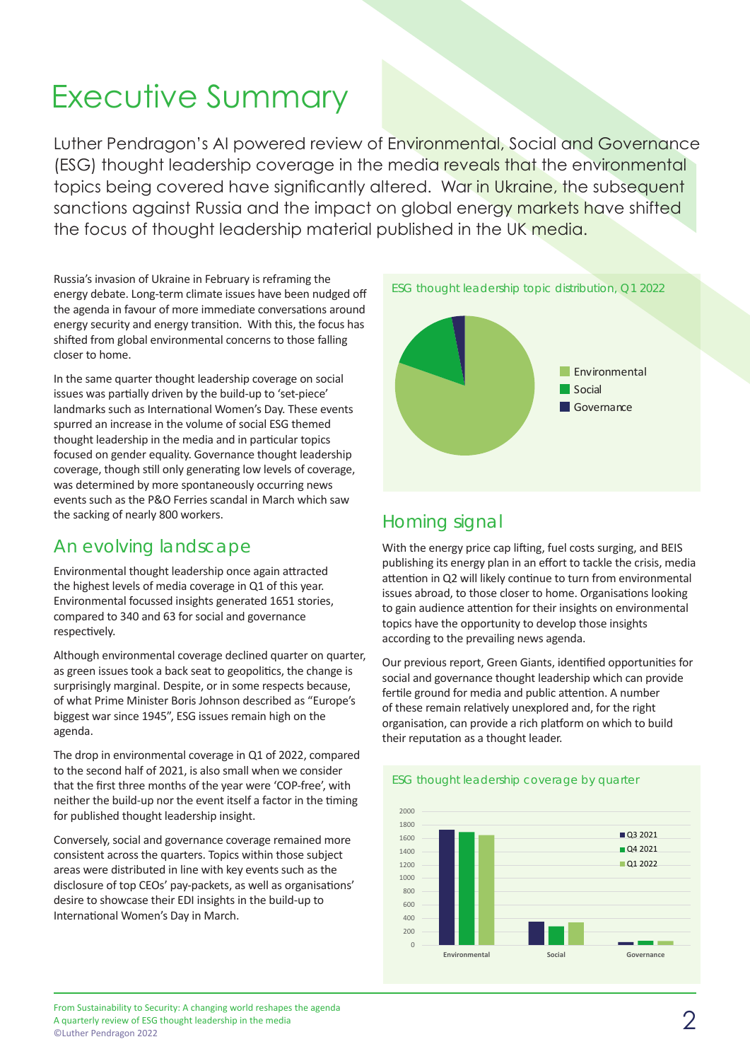# Executive Summary

Luther Pendragon's AI powered review of Environmental, Social and Governance (ESG) thought leadership coverage in the media reveals that the environmental topics being covered have significantly altered. War in Ukraine, the subsequent sanctions against Russia and the impact on global energy markets have shifted the focus of thought leadership material published in the UK media.

Russia's invasion of Ukraine in February is reframing the energy debate. Long-term climate issues have been nudged off the agenda in favour of more immediate conversations around energy security and energy transition. With this, the focus has shifted from global environmental concerns to those falling closer to home.

In the same quarter thought leadership coverage on social issues was partially driven by the build-up to 'set-piece' landmarks such as International Women's Day. These events spurred an increase in the volume of social ESG themed thought leadership in the media and in particular topics focused on gender equality. Governance thought leadership coverage, though still only generating low levels of coverage, was determined by more spontaneously occurring news events such as the P&O Ferries scandal in March which saw the sacking of nearly 800 workers.

## An evolving landscape

Environmental thought leadership once again attracted the highest levels of media coverage in Q1 of this year. Environmental focussed insights generated 1651 stories, compared to 340 and 63 for social and governance respectively.

Although environmental coverage declined quarter on quarter, as green issues took a back seat to geopolitics, the change is surprisingly marginal. Despite, or in some respects because, of what Prime Minister Boris Johnson described as "Europe's biggest war since 1945", ESG issues remain high on the agenda.

The drop in environmental coverage in Q1 of 2022, compared to the second half of 2021, is also small when we consider that the first three months of the year were 'COP-free', with neither the build-up nor the event itself a factor in the timing for published thought leadership insight.

Conversely, social and governance coverage remained more consistent across the quarters. Topics within those subject areas were distributed in line with key events such as the disclosure of top CEOs' pay-packets, as well as organisations' desire to showcase their EDI insights in the build-up to International Women's Day in March.

ESG thought leadership topic distribution, Q1 2022

- Environmental
- Social
- Governance

## Homing signal

With the energy price cap lifting, fuel costs surging, and BEIS publishing its energy plan in an effort to tackle the crisis, media attention in Q2 will likely continue to turn from environmental issues abroad, to those closer to home. Organisations looking to gain audience attention for their insights on environmental topics have the opportunity to develop those insights according to the prevailing news agenda.

Our previous report, Green Giants, identified opportunities for social and governance thought leadership which can provide fertile ground for media and public attention. A number of these remain relatively unexplored and, for the right organisation, can provide a rich platform on which to build their reputation as a thought leader.

ESG thought leadership coverage by quarter

(Chart: Q3 2021, Q4 2021, Q1 2022 for Environmental, Social, Governance; axis 0–2000)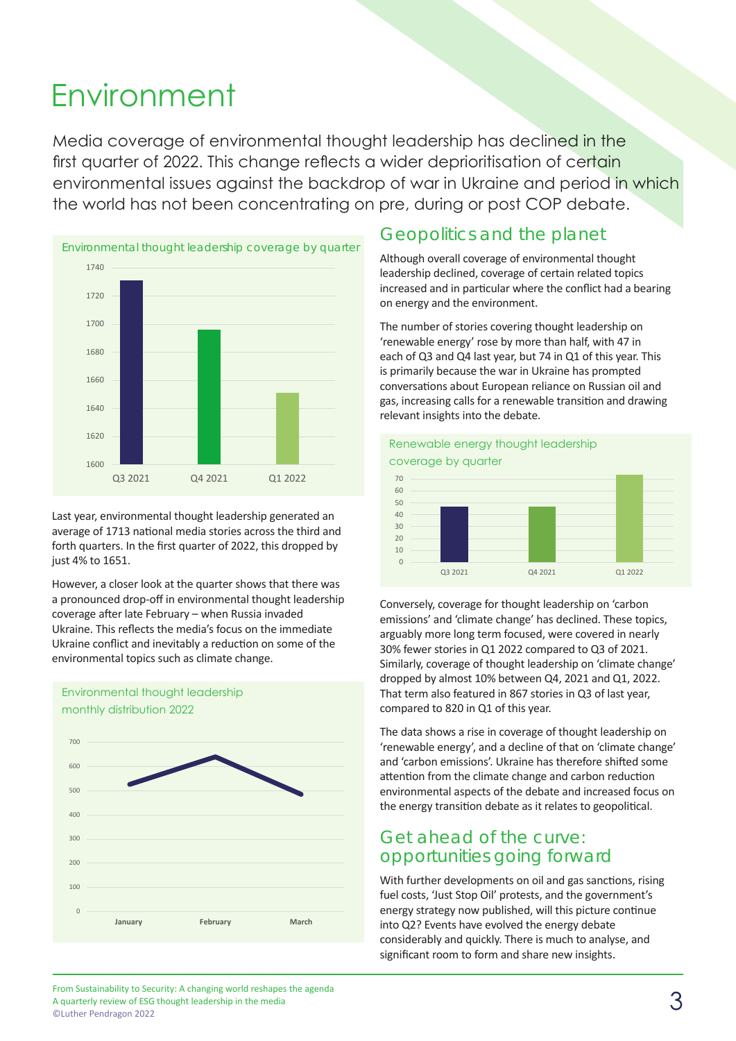# Environment

Media coverage of environmental thought leadership has declined in the first quarter of 2022. This change reflects a wider deprioritisation of certain environmental issues against the backdrop of war in Ukraine and period in which the world has not been concentrating on pre, during or post COP debate.

Environmental thought leadership coverage by quarter

Last year, environmental thought leadership generated an average of 1713 national media stories across the third and forth quarters. In the first quarter of 2022, this dropped by just 4% to 1651.

However, a closer look at the quarter shows that there was a pronounced drop-off in environmental thought leadership coverage after late February – when Russia invaded Ukraine. This reflects the media's focus on the immediate Ukraine conflict and inevitably a reduction on some of the environmental topics such as climate change.

Environmental thought leadership monthly distribution 2022

## Geopolitics and the planet

Although overall coverage of environmental thought leadership declined, coverage of certain related topics increased and in particular where the conflict had a bearing on energy and the environment.

The number of stories covering thought leadership on 'renewable energy' rose by more than half, with 47 in each of Q3 and Q4 last year, but 74 in Q1 of this year. This is primarily because the war in Ukraine has prompted conversations about European reliance on Russian oil and gas, increasing calls for a renewable transition and drawing relevant insights into the debate.

Renewable energy thought leadership coverage by quarter

Conversely, coverage for thought leadership on 'carbon emissions' and 'climate change' has declined. These topics, arguably more long term focused, were covered in nearly 30% fewer stories in Q1 2022 compared to Q3 of 2021. Similarly, coverage of thought leadership on 'climate change' dropped by almost 10% between Q4, 2021 and Q1, 2022. That term also featured in 867 stories in Q3 of last year, compared to 820 in Q1 of this year.

The data shows a rise in coverage of thought leadership on 'renewable energy', and a decline of that on 'climate change' and 'carbon emissions'. Ukraine has therefore shifted some attention from the climate change and carbon reduction environmental aspects of the debate and increased focus on the energy transition debate as it relates to geopolitical.

## Get ahead of the curve: opportunities going forward

With further developments on oil and gas sanctions, rising fuel costs, 'Just Stop Oil' protests, and the government's energy strategy now published, will this picture continue into Q2? Events have evolved the energy debate considerably and quickly. There is much to analyse, and significant room to form and share new insights.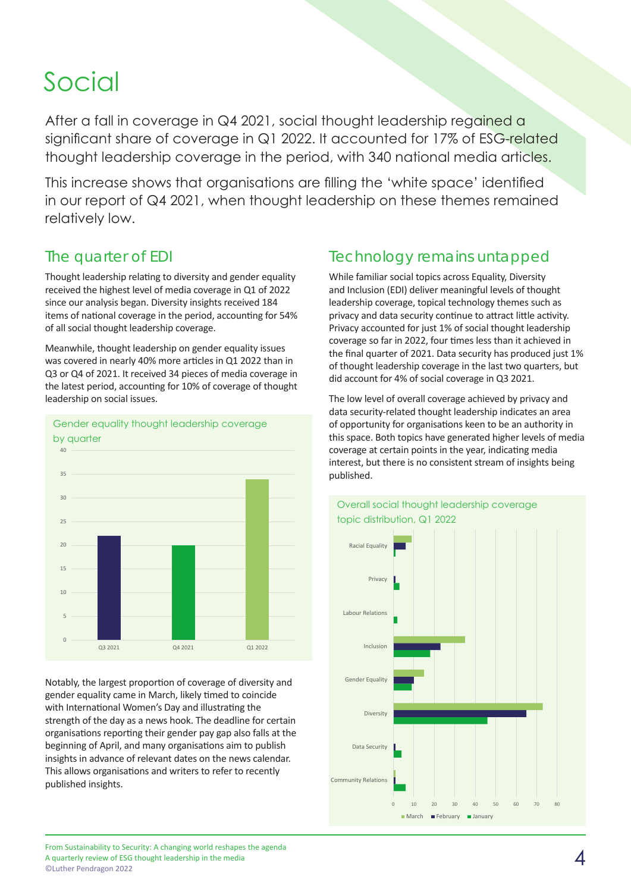# Social

After a fall in coverage in Q4 2021, social thought leadership regained a significant share of coverage in Q1 2022. It accounted for 17% of ESG-related thought leadership coverage in the period, with 340 national media articles.

This increase shows that organisations are filling the 'white space' identified in our report of Q4 2021, when thought leadership on these themes remained relatively low.

## The quarter of EDI

Thought leadership relating to diversity and gender equality received the highest level of media coverage in Q1 of 2022 since our analysis began. Diversity insights received 184 items of national coverage in the period, accounting for 54% of all social thought leadership coverage.

Meanwhile, thought leadership on gender equality issues was covered in nearly 40% more articles in Q1 2022 than in Q3 or Q4 of 2021. It received 34 pieces of media coverage in the latest period, accounting for 10% of coverage of thought leadership on social issues.

**Gender equality thought leadership coverage by quarter**

| Quarter | Coverage |
|---|---|
| Q3 2021 | 22 |
| Q4 2021 | 20 |
| Q1 2022 | 34 |

Notably, the largest proportion of coverage of diversity and gender equality came in March, likely timed to coincide with International Women's Day and illustrating the strength of the day as a news hook. The deadline for certain organisations reporting their gender pay gap also falls at the beginning of April, and many organisations aim to publish insights in advance of relevant dates on the news calendar. This allows organisations and writers to refer to recently published insights.

## Technology remains untapped

While familiar social topics across Equality, Diversity and Inclusion (EDI) deliver meaningful levels of thought leadership coverage, topical technology themes such as privacy and data security continue to attract little activity. Privacy accounted for just 1% of social thought leadership coverage so far in 2022, four times less than it achieved in the final quarter of 2021. Data security has produced just 1% of thought leadership coverage in the last two quarters, but did account for 4% of social coverage in Q3 2021.

The low level of overall coverage achieved by privacy and data security-related thought leadership indicates an area of opportunity for organisations keen to be an authority in this space. Both topics have generated higher levels of media coverage at certain points in the year, indicating media interest, but there is no consistent stream of insights being published.

**Overall social thought leadership coverage topic distribution, Q1 2022**

| Topic | March | February | January |
|---|---|---|---|
| Racial Equality | 9 | 6 | 1 |
| Privacy | 0 | 1 | 3 |
| Labour Relations | 0 | 0 | 2 |
| Inclusion | 35 | 23 | 18 |
| Gender Equality | 15 | 10 | 9 |
| Diversity | 73 | 65 | 46 |
| Data Security | 0 | 1 | 4 |
| Community Relations | 1 | 1 | 6 |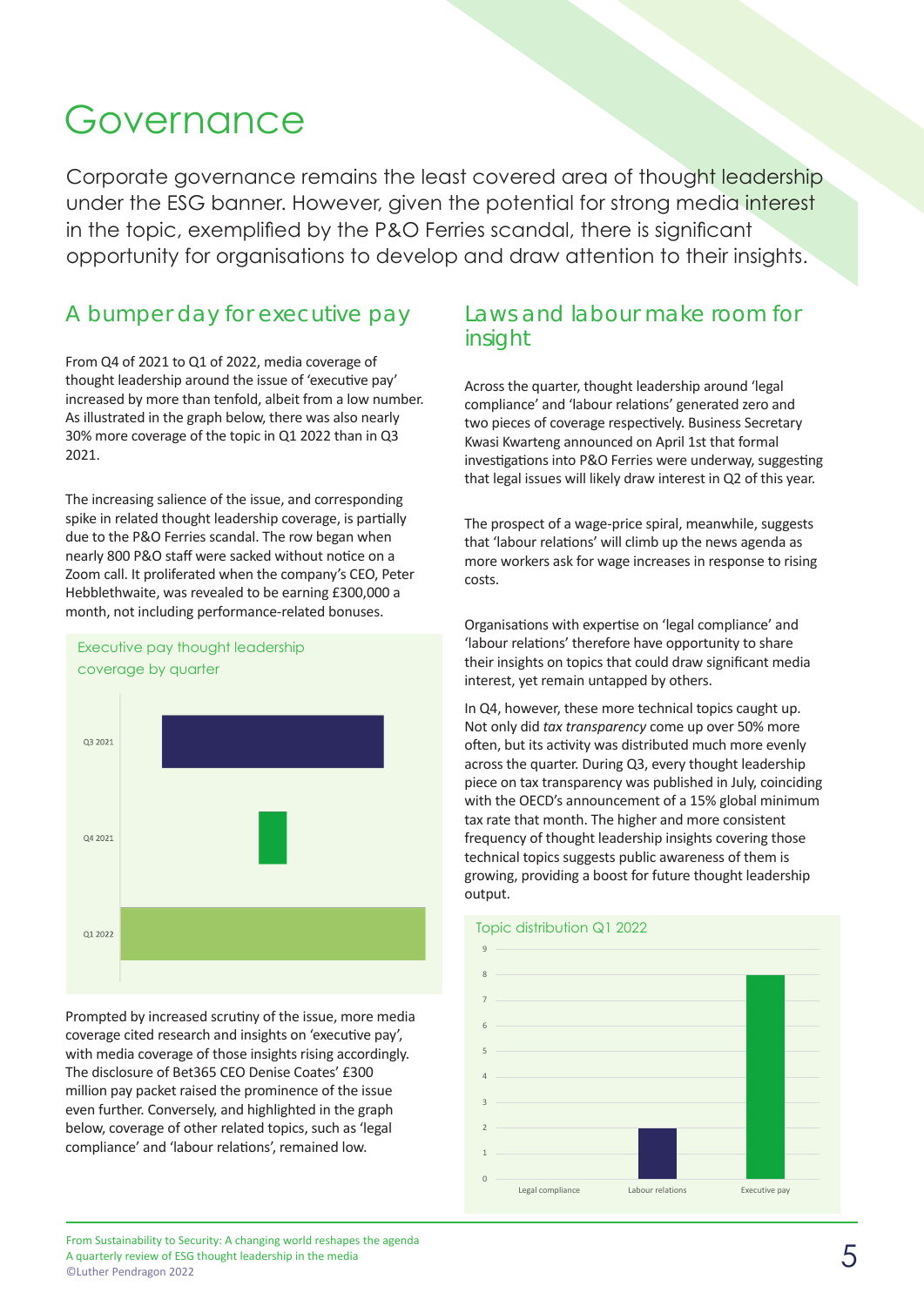# Governance

Corporate governance remains the least covered area of thought leadership under the ESG banner. However, given the potential for strong media interest in the topic, exemplified by the P&O Ferries scandal, there is significant opportunity for organisations to develop and draw attention to their insights.

## A bumper day for executive pay

From Q4 of 2021 to Q1 of 2022, media coverage of thought leadership around the issue of 'executive pay' increased by more than tenfold, albeit from a low number. As illustrated in the graph below, there was also nearly 30% more coverage of the topic in Q1 2022 than in Q3 2021.

The increasing salience of the issue, and corresponding spike in related thought leadership coverage, is partially due to the P&O Ferries scandal. The row began when nearly 800 P&O staff were sacked without notice on a Zoom call. It proliferated when the company's CEO, Peter Hebblethwaite, was revealed to be earning £300,000 a month, not including performance-related bonuses.

Executive pay thought leadership coverage by quarter

Q3 2021

Q4 2021

Q1 2022

Prompted by increased scrutiny of the issue, more media coverage cited research and insights on 'executive pay', with media coverage of those insights rising accordingly. The disclosure of Bet365 CEO Denise Coates' £300 million pay packet raised the prominence of the issue even further. Conversely, and highlighted in the graph below, coverage of other related topics, such as 'legal compliance' and 'labour relations', remained low.

## Laws and labour make room for insight

Across the quarter, thought leadership around 'legal compliance' and 'labour relations' generated zero and two pieces of coverage respectively. Business Secretary Kwasi Kwarteng announced on April 1st that formal investigations into P&O Ferries were underway, suggesting that legal issues will likely draw interest in Q2 of this year.

The prospect of a wage-price spiral, meanwhile, suggests that 'labour relations' will climb up the news agenda as more workers ask for wage increases in response to rising costs.

Organisations with expertise on 'legal compliance' and 'labour relations' therefore have opportunity to share their insights on topics that could draw significant media interest, yet remain untapped by others.

In Q4, however, these more technical topics caught up. Not only did *tax transparency* come up over 50% more often, but its activity was distributed much more evenly across the quarter. During Q3, every thought leadership piece on tax transparency was published in July, coinciding with the OECD's announcement of a 15% global minimum tax rate that month. The higher and more consistent frequency of thought leadership insights covering those technical topics suggests public awareness of them is growing, providing a boost for future thought leadership output.

Topic distribution Q1 2022

| Topic | Coverage |
|---|---|
| Legal compliance | 0 |
| Labour relations | 2 |
| Executive pay | 8 |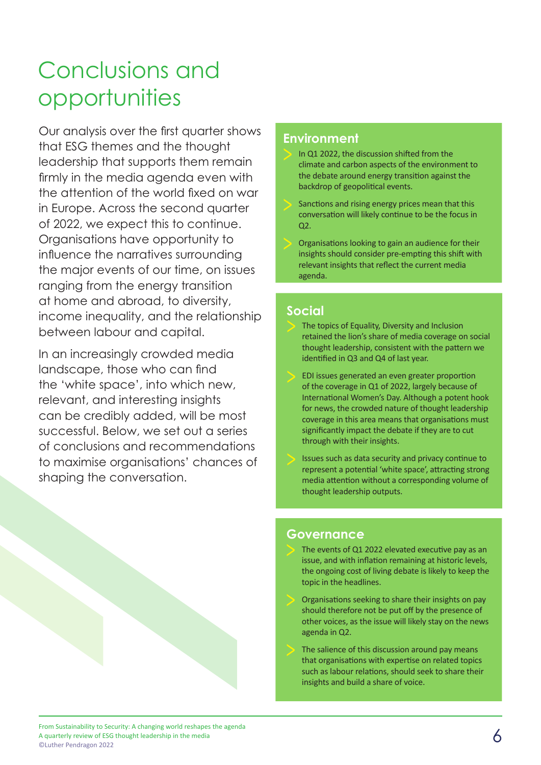# Conclusions and opportunities

Our analysis over the first quarter shows that ESG themes and the thought leadership that supports them remain firmly in the media agenda even with the attention of the world fixed on war in Europe. Across the second quarter of 2022, we expect this to continue. Organisations have opportunity to influence the narratives surrounding the major events of our time, on issues ranging from the energy transition at home and abroad, to diversity, income inequality, and the relationship between labour and capital.

In an increasingly crowded media landscape, those who can find the 'white space', into which new, relevant, and interesting insights can be credibly added, will be most successful. Below, we set out a series of conclusions and recommendations to maximise organisations' chances of shaping the conversation.

## Environment

- In Q1 2022, the discussion shifted from the climate and carbon aspects of the environment to the debate around energy transition against the backdrop of geopolitical events.
- Sanctions and rising energy prices mean that this conversation will likely continue to be the focus in Q2.
- Organisations looking to gain an audience for their insights should consider pre-empting this shift with relevant insights that reflect the current media agenda.

## Social

- The topics of Equality, Diversity and Inclusion retained the lion's share of media coverage on social thought leadership, consistent with the pattern we identified in Q3 and Q4 of last year.
- EDI issues generated an even greater proportion of the coverage in Q1 of 2022, largely because of International Women's Day. Although a potent hook for news, the crowded nature of thought leadership coverage in this area means that organisations must significantly impact the debate if they are to cut through with their insights.
- Issues such as data security and privacy continue to represent a potential 'white space', attracting strong media attention without a corresponding volume of thought leadership outputs.

## Governance

- The events of Q1 2022 elevated executive pay as an issue, and with inflation remaining at historic levels, the ongoing cost of living debate is likely to keep the topic in the headlines.
- Organisations seeking to share their insights on pay should therefore not be put off by the presence of other voices, as the issue will likely stay on the news agenda in Q2.
- The salience of this discussion around pay means that organisations with expertise on related topics such as labour relations, should seek to share their insights and build a share of voice.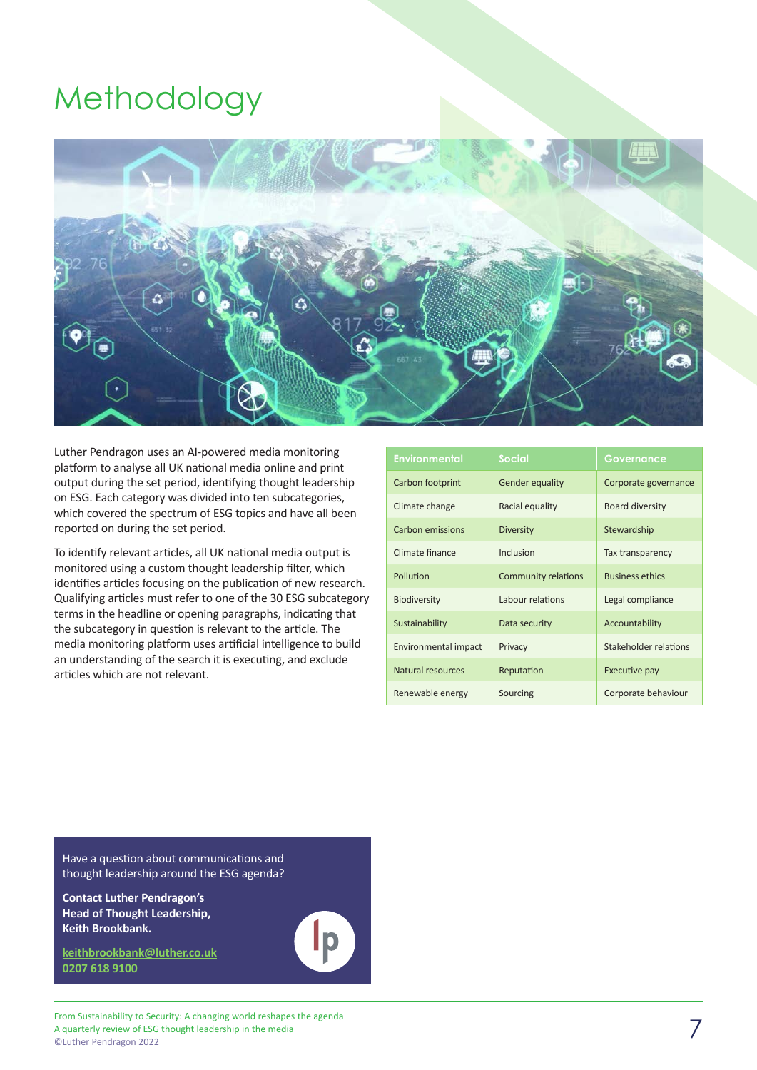# Methodology

Luther Pendragon uses an AI-powered media monitoring platform to analyse all UK national media online and print output during the set period, identifying thought leadership on ESG. Each category was divided into ten subcategories, which covered the spectrum of ESG topics and have all been reported on during the set period.

To identify relevant articles, all UK national media output is monitored using a custom thought leadership filter, which identifies articles focusing on the publication of new research. Qualifying articles must refer to one of the 30 ESG subcategory terms in the headline or opening paragraphs, indicating that the subcategory in question is relevant to the article. The media monitoring platform uses artificial intelligence to build an understanding of the search it is executing, and exclude articles which are not relevant.

| Environmental | Social | Governance |
|---|---|---|
| Carbon footprint | Gender equality | Corporate governance |
| Climate change | Racial equality | Board diversity |
| Carbon emissions | Diversity | Stewardship |
| Climate finance | Inclusion | Tax transparency |
| Pollution | Community relations | Business ethics |
| Biodiversity | Labour relations | Legal compliance |
| Sustainability | Data security | Accountability |
| Environmental impact | Privacy | Stakeholder relations |
| Natural resources | Reputation | Executive pay |
| Renewable energy | Sourcing | Corporate behaviour |

Have a question about communications and thought leadership around the ESG agenda?

**Contact Luther Pendragon's Head of Thought Leadership, Keith Brookbank.**

**keithbrookbank@luther.co.uk**
**0207 618 9100**